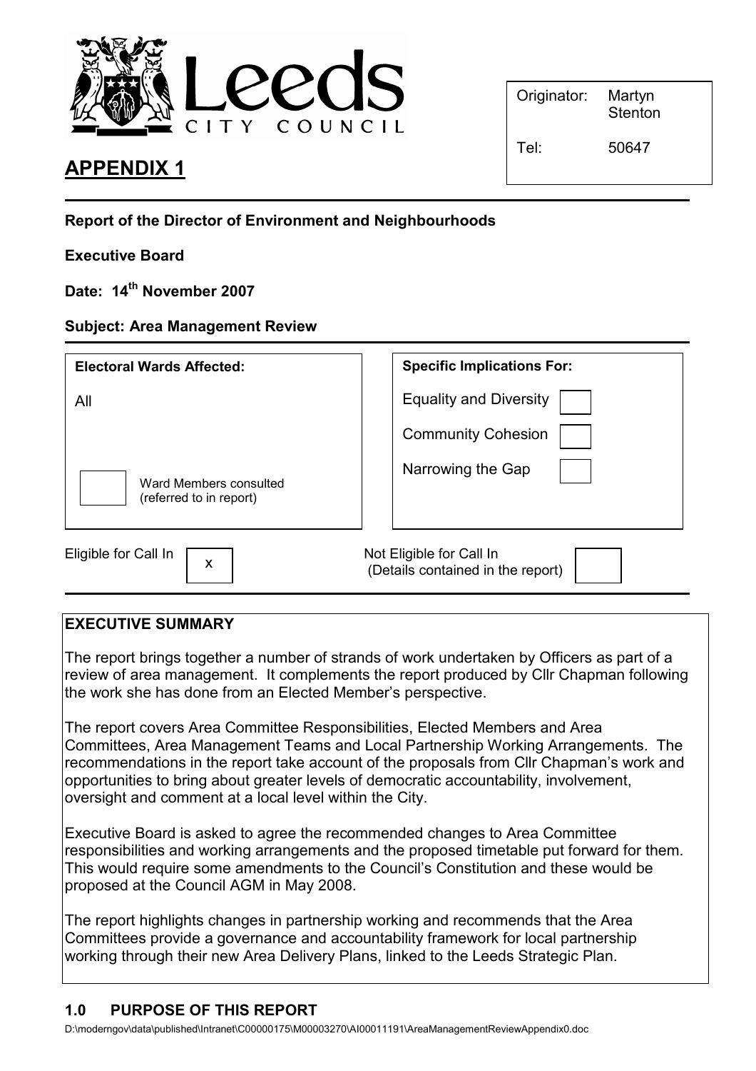Leeds CITY COUNCIL

| Originator: | Martyn Stenton |
|---|---|
| Tel: | 50647 |

# APPENDIX 1

**Report of the Director of Environment and Neighbourhoods**

**Executive Board**

**Date: 14th November 2007**

**Subject: Area Management Review**

| Electoral Wards Affected: | Specific Implications For: |
|---|---|
| All | Equality and Diversity ☐ |
| | Community Cohesion ☐ |
| ☐ Ward Members consulted (referred to in report) | Narrowing the Gap ☐ |

Eligible for Call In ☒ Not Eligible for Call In (Details contained in the report) ☐

## EXECUTIVE SUMMARY

The report brings together a number of strands of work undertaken by Officers as part of a review of area management. It complements the report produced by Cllr Chapman following the work she has done from an Elected Member's perspective.

The report covers Area Committee Responsibilities, Elected Members and Area Committees, Area Management Teams and Local Partnership Working Arrangements. The recommendations in the report take account of the proposals from Cllr Chapman's work and opportunities to bring about greater levels of democratic accountability, involvement, oversight and comment at a local level within the City.

Executive Board is asked to agree the recommended changes to Area Committee responsibilities and working arrangements and the proposed timetable put forward for them. This would require some amendments to the Council's Constitution and these would be proposed at the Council AGM in May 2008.

The report highlights changes in partnership working and recommends that the Area Committees provide a governance and accountability framework for local partnership working through their new Area Delivery Plans, linked to the Leeds Strategic Plan.

## 1.0 PURPOSE OF THIS REPORT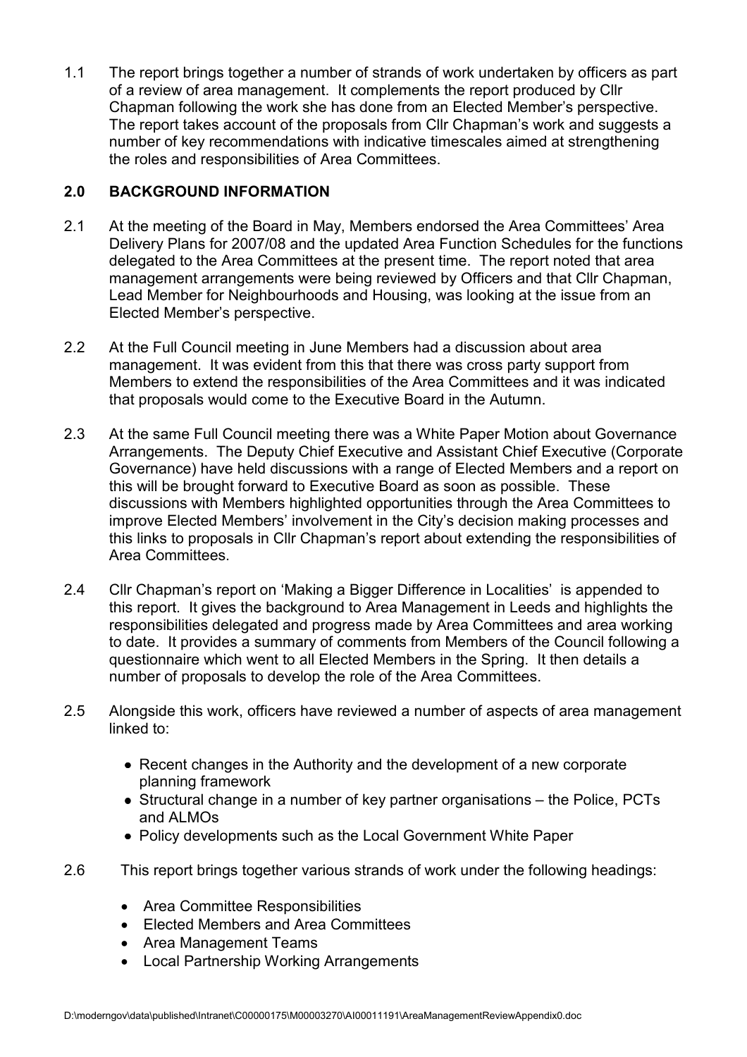1.1 The report brings together a number of strands of work undertaken by officers as part of a review of area management. It complements the report produced by Cllr Chapman following the work she has done from an Elected Member's perspective. The report takes account of the proposals from Cllr Chapman's work and suggests a number of key recommendations with indicative timescales aimed at strengthening the roles and responsibilities of Area Committees.

## 2.0 BACKGROUND INFORMATION

2.1 At the meeting of the Board in May, Members endorsed the Area Committees' Area Delivery Plans for 2007/08 and the updated Area Function Schedules for the functions delegated to the Area Committees at the present time. The report noted that area management arrangements were being reviewed by Officers and that Cllr Chapman, Lead Member for Neighbourhoods and Housing, was looking at the issue from an Elected Member's perspective.

2.2 At the Full Council meeting in June Members had a discussion about area management. It was evident from this that there was cross party support from Members to extend the responsibilities of the Area Committees and it was indicated that proposals would come to the Executive Board in the Autumn.

2.3 At the same Full Council meeting there was a White Paper Motion about Governance Arrangements. The Deputy Chief Executive and Assistant Chief Executive (Corporate Governance) have held discussions with a range of Elected Members and a report on this will be brought forward to Executive Board as soon as possible. These discussions with Members highlighted opportunities through the Area Committees to improve Elected Members' involvement in the City's decision making processes and this links to proposals in Cllr Chapman's report about extending the responsibilities of Area Committees.

2.4 Cllr Chapman's report on 'Making a Bigger Difference in Localities' is appended to this report. It gives the background to Area Management in Leeds and highlights the responsibilities delegated and progress made by Area Committees and area working to date. It provides a summary of comments from Members of the Council following a questionnaire which went to all Elected Members in the Spring. It then details a number of proposals to develop the role of the Area Committees.

2.5 Alongside this work, officers have reviewed a number of aspects of area management linked to:

- Recent changes in the Authority and the development of a new corporate planning framework
- Structural change in a number of key partner organisations – the Police, PCTs and ALMOs
- Policy developments such as the Local Government White Paper

2.6 This report brings together various strands of work under the following headings:

- Area Committee Responsibilities
- Elected Members and Area Committees
- Area Management Teams
- Local Partnership Working Arrangements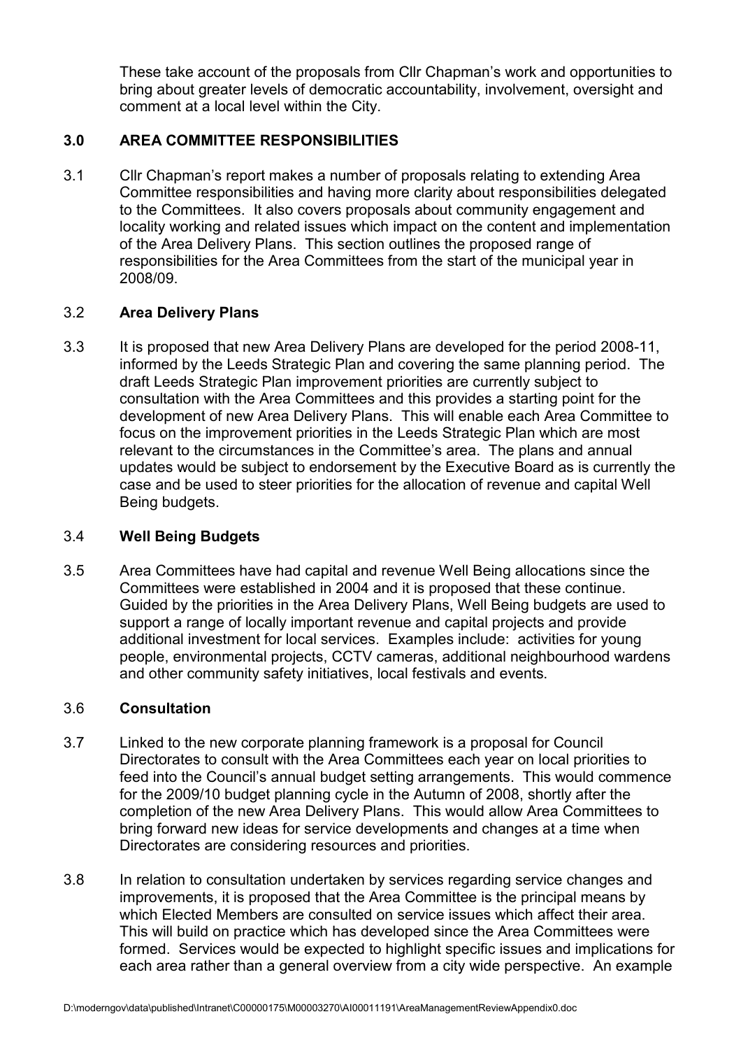These take account of the proposals from Cllr Chapman's work and opportunities to bring about greater levels of democratic accountability, involvement, oversight and comment at a local level within the City.

## 3.0 AREA COMMITTEE RESPONSIBILITIES

3.1 Cllr Chapman's report makes a number of proposals relating to extending Area Committee responsibilities and having more clarity about responsibilities delegated to the Committees. It also covers proposals about community engagement and locality working and related issues which impact on the content and implementation of the Area Delivery Plans. This section outlines the proposed range of responsibilities for the Area Committees from the start of the municipal year in 2008/09.

### 3.2 Area Delivery Plans

3.3 It is proposed that new Area Delivery Plans are developed for the period 2008-11, informed by the Leeds Strategic Plan and covering the same planning period. The draft Leeds Strategic Plan improvement priorities are currently subject to consultation with the Area Committees and this provides a starting point for the development of new Area Delivery Plans. This will enable each Area Committee to focus on the improvement priorities in the Leeds Strategic Plan which are most relevant to the circumstances in the Committee's area. The plans and annual updates would be subject to endorsement by the Executive Board as is currently the case and be used to steer priorities for the allocation of revenue and capital Well Being budgets.

### 3.4 Well Being Budgets

3.5 Area Committees have had capital and revenue Well Being allocations since the Committees were established in 2004 and it is proposed that these continue. Guided by the priorities in the Area Delivery Plans, Well Being budgets are used to support a range of locally important revenue and capital projects and provide additional investment for local services. Examples include: activities for young people, environmental projects, CCTV cameras, additional neighbourhood wardens and other community safety initiatives, local festivals and events.

### 3.6 Consultation

3.7 Linked to the new corporate planning framework is a proposal for Council Directorates to consult with the Area Committees each year on local priorities to feed into the Council's annual budget setting arrangements. This would commence for the 2009/10 budget planning cycle in the Autumn of 2008, shortly after the completion of the new Area Delivery Plans. This would allow Area Committees to bring forward new ideas for service developments and changes at a time when Directorates are considering resources and priorities.

3.8 In relation to consultation undertaken by services regarding service changes and improvements, it is proposed that the Area Committee is the principal means by which Elected Members are consulted on service issues which affect their area. This will build on practice which has developed since the Area Committees were formed. Services would be expected to highlight specific issues and implications for each area rather than a general overview from a city wide perspective. An example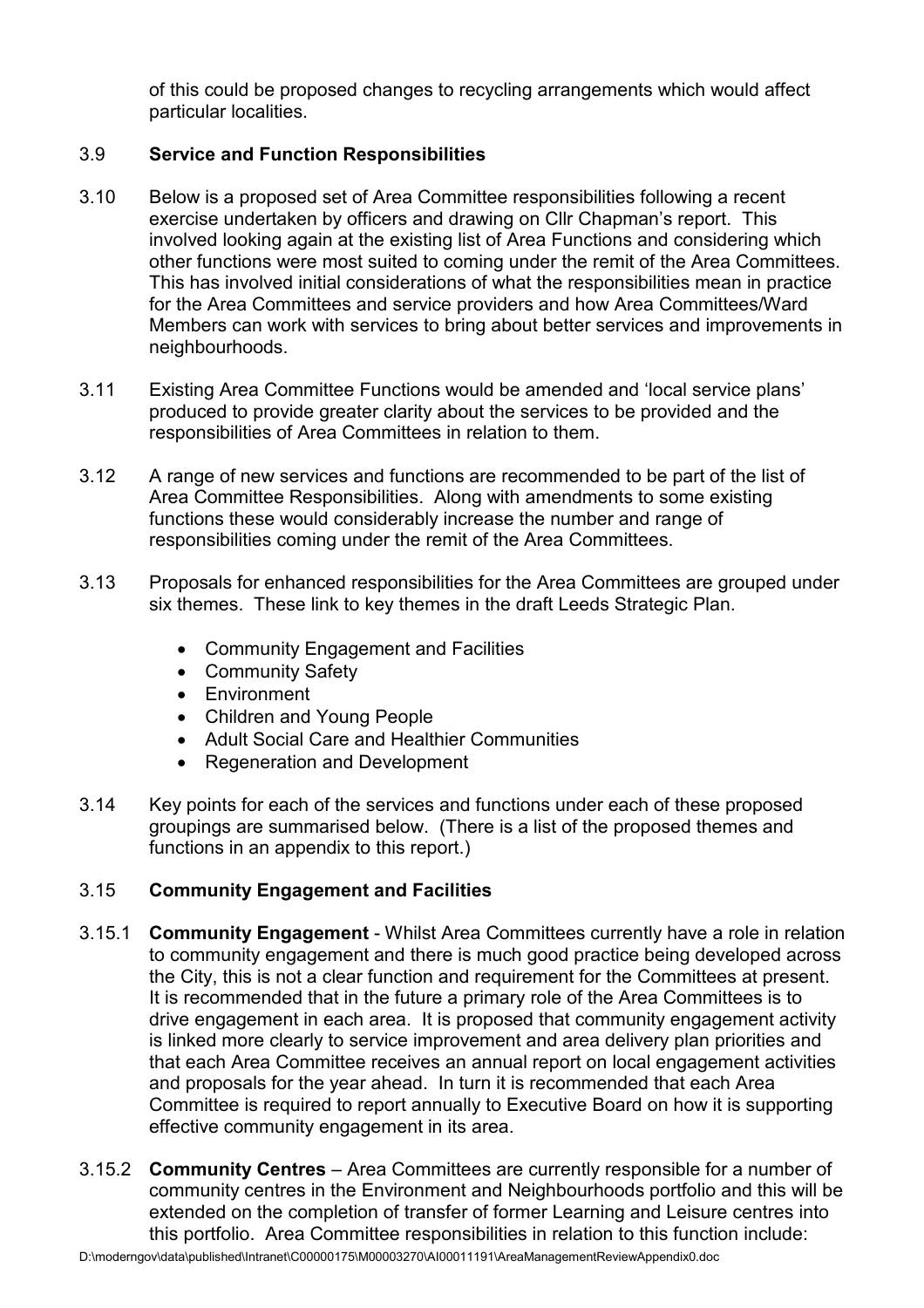of this could be proposed changes to recycling arrangements which would affect particular localities.

3.9 **Service and Function Responsibilities**

3.10 Below is a proposed set of Area Committee responsibilities following a recent exercise undertaken by officers and drawing on Cllr Chapman's report. This involved looking again at the existing list of Area Functions and considering which other functions were most suited to coming under the remit of the Area Committees. This has involved initial considerations of what the responsibilities mean in practice for the Area Committees and service providers and how Area Committees/Ward Members can work with services to bring about better services and improvements in neighbourhoods.

3.11 Existing Area Committee Functions would be amended and 'local service plans' produced to provide greater clarity about the services to be provided and the responsibilities of Area Committees in relation to them.

3.12 A range of new services and functions are recommended to be part of the list of Area Committee Responsibilities. Along with amendments to some existing functions these would considerably increase the number and range of responsibilities coming under the remit of the Area Committees.

3.13 Proposals for enhanced responsibilities for the Area Committees are grouped under six themes. These link to key themes in the draft Leeds Strategic Plan.

- Community Engagement and Facilities
- Community Safety
- Environment
- Children and Young People
- Adult Social Care and Healthier Communities
- Regeneration and Development

3.14 Key points for each of the services and functions under each of these proposed groupings are summarised below. (There is a list of the proposed themes and functions in an appendix to this report.)

3.15 **Community Engagement and Facilities**

3.15.1 **Community Engagement** - Whilst Area Committees currently have a role in relation to community engagement and there is much good practice being developed across the City, this is not a clear function and requirement for the Committees at present. It is recommended that in the future a primary role of the Area Committees is to drive engagement in each area. It is proposed that community engagement activity is linked more clearly to service improvement and area delivery plan priorities and that each Area Committee receives an annual report on local engagement activities and proposals for the year ahead. In turn it is recommended that each Area Committee is required to report annually to Executive Board on how it is supporting effective community engagement in its area.

3.15.2 **Community Centres** – Area Committees are currently responsible for a number of community centres in the Environment and Neighbourhoods portfolio and this will be extended on the completion of transfer of former Learning and Leisure centres into this portfolio. Area Committee responsibilities in relation to this function include: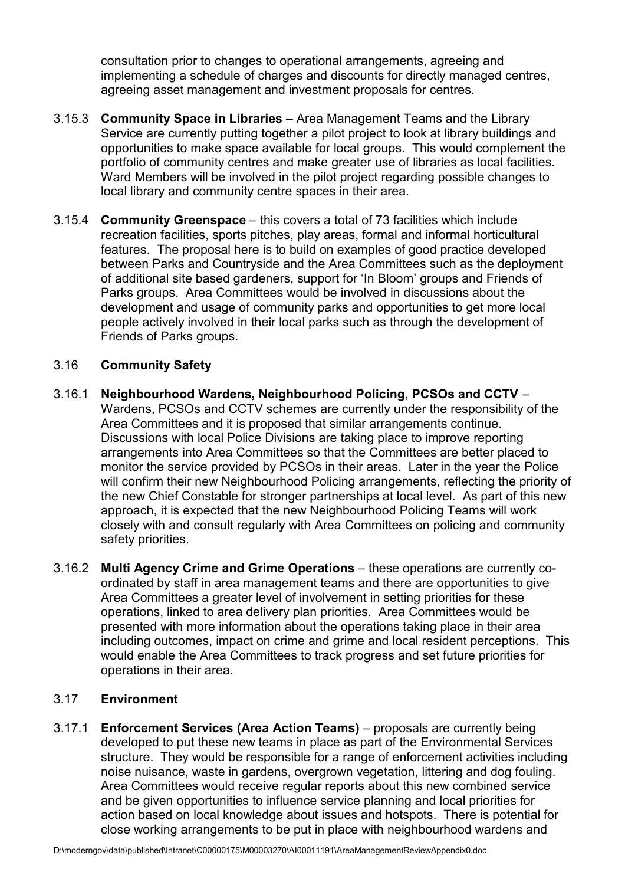consultation prior to changes to operational arrangements, agreeing and implementing a schedule of charges and discounts for directly managed centres, agreeing asset management and investment proposals for centres.

3.15.3 **Community Space in Libraries** – Area Management Teams and the Library Service are currently putting together a pilot project to look at library buildings and opportunities to make space available for local groups. This would complement the portfolio of community centres and make greater use of libraries as local facilities. Ward Members will be involved in the pilot project regarding possible changes to local library and community centre spaces in their area.

3.15.4 **Community Greenspace** – this covers a total of 73 facilities which include recreation facilities, sports pitches, play areas, formal and informal horticultural features. The proposal here is to build on examples of good practice developed between Parks and Countryside and the Area Committees such as the deployment of additional site based gardeners, support for 'In Bloom' groups and Friends of Parks groups. Area Committees would be involved in discussions about the development and usage of community parks and opportunities to get more local people actively involved in their local parks such as through the development of Friends of Parks groups.

3.16 **Community Safety**

3.16.1 **Neighbourhood Wardens, Neighbourhood Policing**, **PCSOs and CCTV** – Wardens, PCSOs and CCTV schemes are currently under the responsibility of the Area Committees and it is proposed that similar arrangements continue. Discussions with local Police Divisions are taking place to improve reporting arrangements into Area Committees so that the Committees are better placed to monitor the service provided by PCSOs in their areas. Later in the year the Police will confirm their new Neighbourhood Policing arrangements, reflecting the priority of the new Chief Constable for stronger partnerships at local level. As part of this new approach, it is expected that the new Neighbourhood Policing Teams will work closely with and consult regularly with Area Committees on policing and community safety priorities.

3.16.2 **Multi Agency Crime and Grime Operations** – these operations are currently co-ordinated by staff in area management teams and there are opportunities to give Area Committees a greater level of involvement in setting priorities for these operations, linked to area delivery plan priorities. Area Committees would be presented with more information about the operations taking place in their area including outcomes, impact on crime and grime and local resident perceptions. This would enable the Area Committees to track progress and set future priorities for operations in their area.

3.17 **Environment**

3.17.1 **Enforcement Services (Area Action Teams)** – proposals are currently being developed to put these new teams in place as part of the Environmental Services structure. They would be responsible for a range of enforcement activities including noise nuisance, waste in gardens, overgrown vegetation, littering and dog fouling. Area Committees would receive regular reports about this new combined service and be given opportunities to influence service planning and local priorities for action based on local knowledge about issues and hotspots. There is potential for close working arrangements to be put in place with neighbourhood wardens and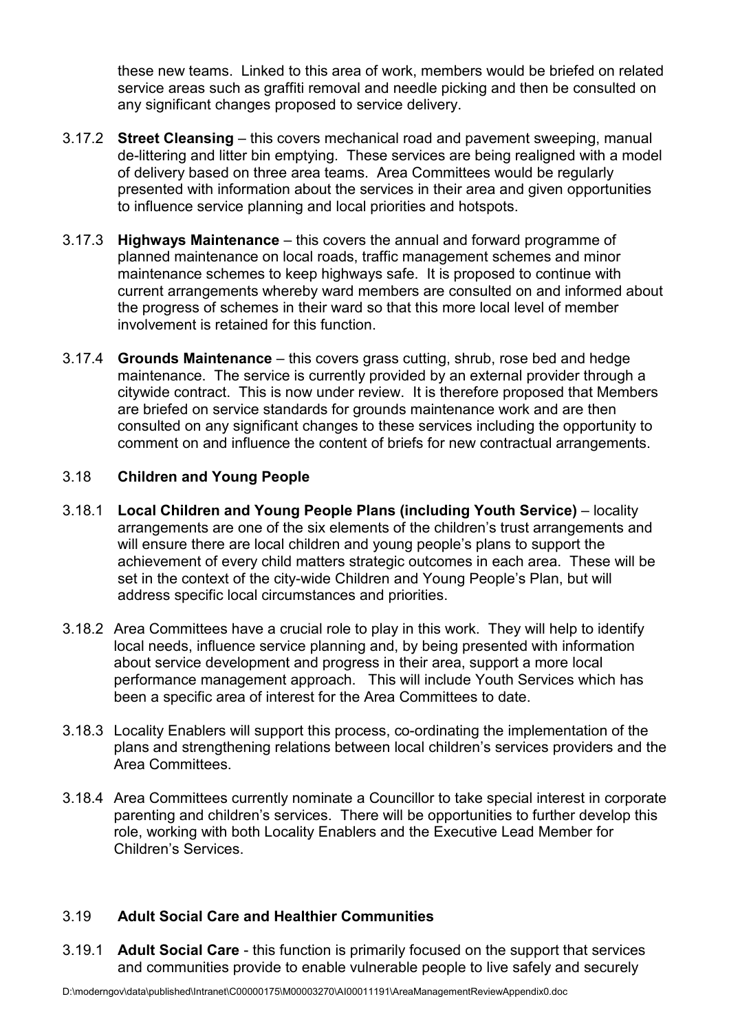these new teams. Linked to this area of work, members would be briefed on related service areas such as graffiti removal and needle picking and then be consulted on any significant changes proposed to service delivery.

3.17.2 **Street Cleansing** – this covers mechanical road and pavement sweeping, manual de-littering and litter bin emptying. These services are being realigned with a model of delivery based on three area teams. Area Committees would be regularly presented with information about the services in their area and given opportunities to influence service planning and local priorities and hotspots.

3.17.3 **Highways Maintenance** – this covers the annual and forward programme of planned maintenance on local roads, traffic management schemes and minor maintenance schemes to keep highways safe. It is proposed to continue with current arrangements whereby ward members are consulted on and informed about the progress of schemes in their ward so that this more local level of member involvement is retained for this function.

3.17.4 **Grounds Maintenance** – this covers grass cutting, shrub, rose bed and hedge maintenance. The service is currently provided by an external provider through a citywide contract. This is now under review. It is therefore proposed that Members are briefed on service standards for grounds maintenance work and are then consulted on any significant changes to these services including the opportunity to comment on and influence the content of briefs for new contractual arrangements.

### 3.18 Children and Young People

3.18.1 **Local Children and Young People Plans (including Youth Service)** – locality arrangements are one of the six elements of the children's trust arrangements and will ensure there are local children and young people's plans to support the achievement of every child matters strategic outcomes in each area. These will be set in the context of the city-wide Children and Young People's Plan, but will address specific local circumstances and priorities.

3.18.2 Area Committees have a crucial role to play in this work. They will help to identify local needs, influence service planning and, by being presented with information about service development and progress in their area, support a more local performance management approach. This will include Youth Services which has been a specific area of interest for the Area Committees to date.

3.18.3 Locality Enablers will support this process, co-ordinating the implementation of the plans and strengthening relations between local children's services providers and the Area Committees.

3.18.4 Area Committees currently nominate a Councillor to take special interest in corporate parenting and children's services. There will be opportunities to further develop this role, working with both Locality Enablers and the Executive Lead Member for Children's Services.

### 3.19 Adult Social Care and Healthier Communities

3.19.1 **Adult Social Care** - this function is primarily focused on the support that services and communities provide to enable vulnerable people to live safely and securely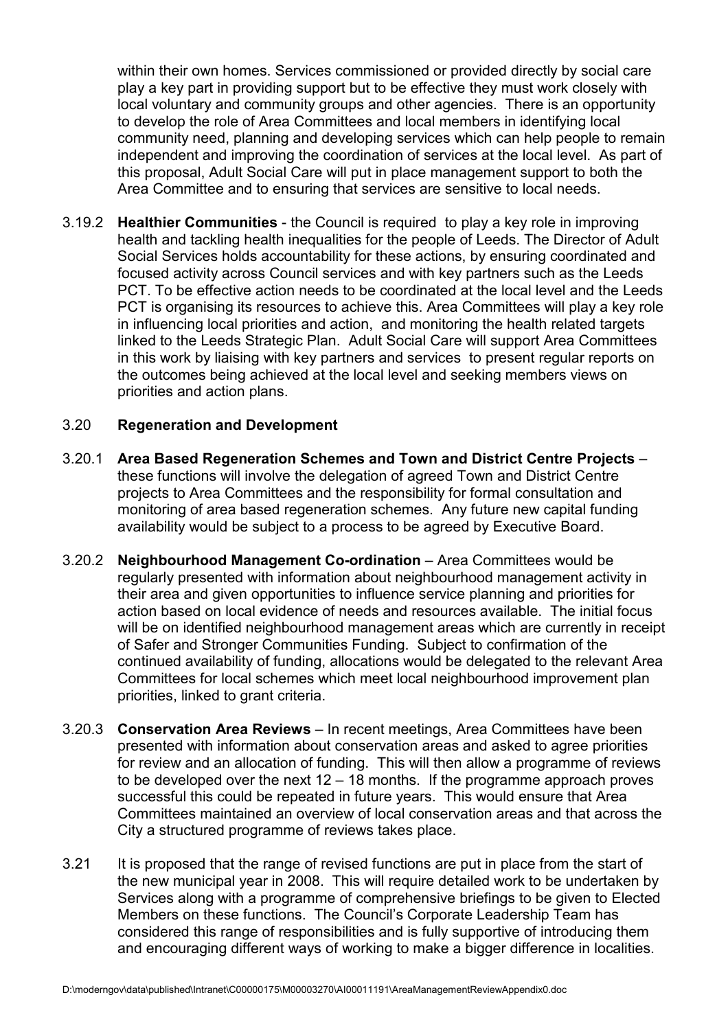within their own homes. Services commissioned or provided directly by social care play a key part in providing support but to be effective they must work closely with local voluntary and community groups and other agencies. There is an opportunity to develop the role of Area Committees and local members in identifying local community need, planning and developing services which can help people to remain independent and improving the coordination of services at the local level. As part of this proposal, Adult Social Care will put in place management support to both the Area Committee and to ensuring that services are sensitive to local needs.

3.19.2 **Healthier Communities** - the Council is required to play a key role in improving health and tackling health inequalities for the people of Leeds. The Director of Adult Social Services holds accountability for these actions, by ensuring coordinated and focused activity across Council services and with key partners such as the Leeds PCT. To be effective action needs to be coordinated at the local level and the Leeds PCT is organising its resources to achieve this. Area Committees will play a key role in influencing local priorities and action, and monitoring the health related targets linked to the Leeds Strategic Plan. Adult Social Care will support Area Committees in this work by liaising with key partners and services to present regular reports on the outcomes being achieved at the local level and seeking members views on priorities and action plans.

3.20 **Regeneration and Development**

3.20.1 **Area Based Regeneration Schemes and Town and District Centre Projects** – these functions will involve the delegation of agreed Town and District Centre projects to Area Committees and the responsibility for formal consultation and monitoring of area based regeneration schemes. Any future new capital funding availability would be subject to a process to be agreed by Executive Board.

3.20.2 **Neighbourhood Management Co-ordination** – Area Committees would be regularly presented with information about neighbourhood management activity in their area and given opportunities to influence service planning and priorities for action based on local evidence of needs and resources available. The initial focus will be on identified neighbourhood management areas which are currently in receipt of Safer and Stronger Communities Funding. Subject to confirmation of the continued availability of funding, allocations would be delegated to the relevant Area Committees for local schemes which meet local neighbourhood improvement plan priorities, linked to grant criteria.

3.20.3 **Conservation Area Reviews** – In recent meetings, Area Committees have been presented with information about conservation areas and asked to agree priorities for review and an allocation of funding. This will then allow a programme of reviews to be developed over the next 12 – 18 months. If the programme approach proves successful this could be repeated in future years. This would ensure that Area Committees maintained an overview of local conservation areas and that across the City a structured programme of reviews takes place.

3.21 It is proposed that the range of revised functions are put in place from the start of the new municipal year in 2008. This will require detailed work to be undertaken by Services along with a programme of comprehensive briefings to be given to Elected Members on these functions. The Council's Corporate Leadership Team has considered this range of responsibilities and is fully supportive of introducing them and encouraging different ways of working to make a bigger difference in localities.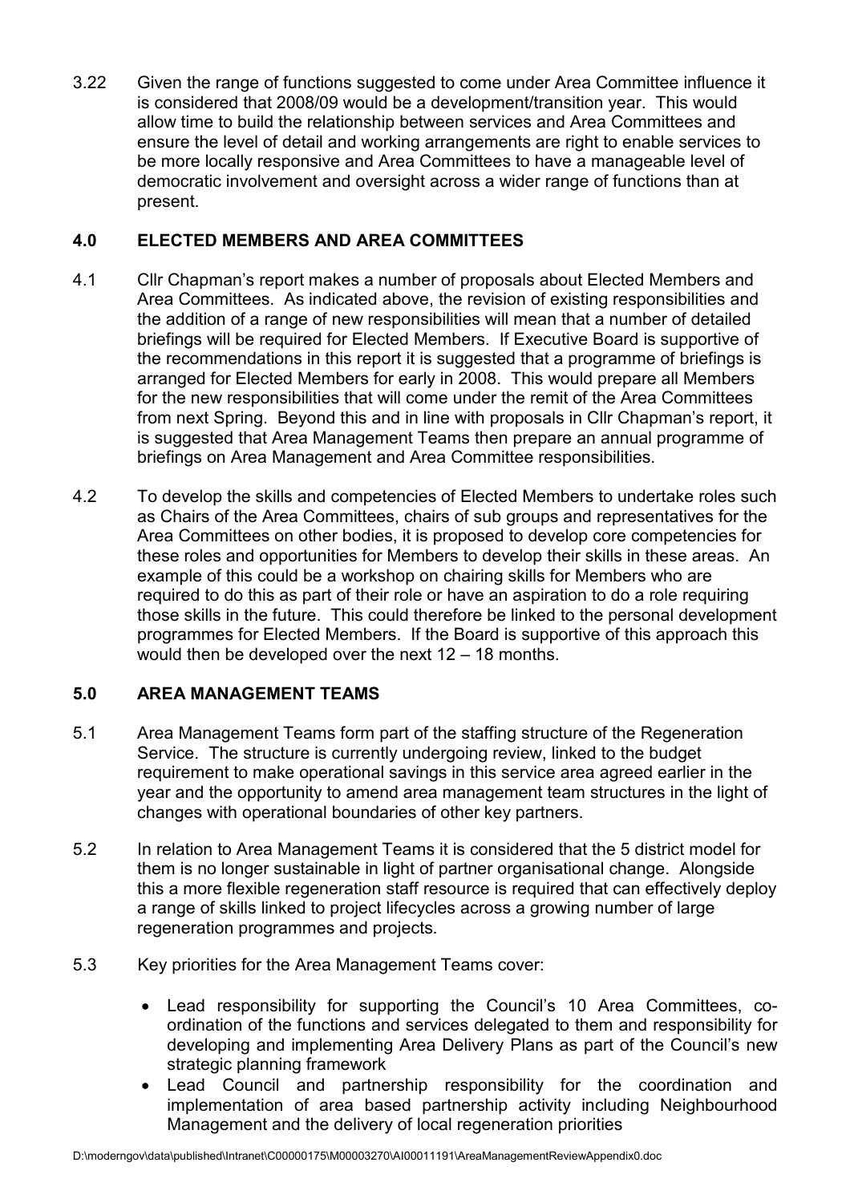3.22 Given the range of functions suggested to come under Area Committee influence it is considered that 2008/09 would be a development/transition year. This would allow time to build the relationship between services and Area Committees and ensure the level of detail and working arrangements are right to enable services to be more locally responsive and Area Committees to have a manageable level of democratic involvement and oversight across a wider range of functions than at present.

## 4.0 ELECTED MEMBERS AND AREA COMMITTEES

4.1 Cllr Chapman's report makes a number of proposals about Elected Members and Area Committees. As indicated above, the revision of existing responsibilities and the addition of a range of new responsibilities will mean that a number of detailed briefings will be required for Elected Members. If Executive Board is supportive of the recommendations in this report it is suggested that a programme of briefings is arranged for Elected Members for early in 2008. This would prepare all Members for the new responsibilities that will come under the remit of the Area Committees from next Spring. Beyond this and in line with proposals in Cllr Chapman's report, it is suggested that Area Management Teams then prepare an annual programme of briefings on Area Management and Area Committee responsibilities.

4.2 To develop the skills and competencies of Elected Members to undertake roles such as Chairs of the Area Committees, chairs of sub groups and representatives for the Area Committees on other bodies, it is proposed to develop core competencies for these roles and opportunities for Members to develop their skills in these areas. An example of this could be a workshop on chairing skills for Members who are required to do this as part of their role or have an aspiration to do a role requiring those skills in the future. This could therefore be linked to the personal development programmes for Elected Members. If the Board is supportive of this approach this would then be developed over the next 12 – 18 months.

## 5.0 AREA MANAGEMENT TEAMS

5.1 Area Management Teams form part of the staffing structure of the Regeneration Service. The structure is currently undergoing review, linked to the budget requirement to make operational savings in this service area agreed earlier in the year and the opportunity to amend area management team structures in the light of changes with operational boundaries of other key partners.

5.2 In relation to Area Management Teams it is considered that the 5 district model for them is no longer sustainable in light of partner organisational change. Alongside this a more flexible regeneration staff resource is required that can effectively deploy a range of skills linked to project lifecycles across a growing number of large regeneration programmes and projects.

5.3 Key priorities for the Area Management Teams cover:

- Lead responsibility for supporting the Council's 10 Area Committees, co-ordination of the functions and services delegated to them and responsibility for developing and implementing Area Delivery Plans as part of the Council's new strategic planning framework
- Lead Council and partnership responsibility for the coordination and implementation of area based partnership activity including Neighbourhood Management and the delivery of local regeneration priorities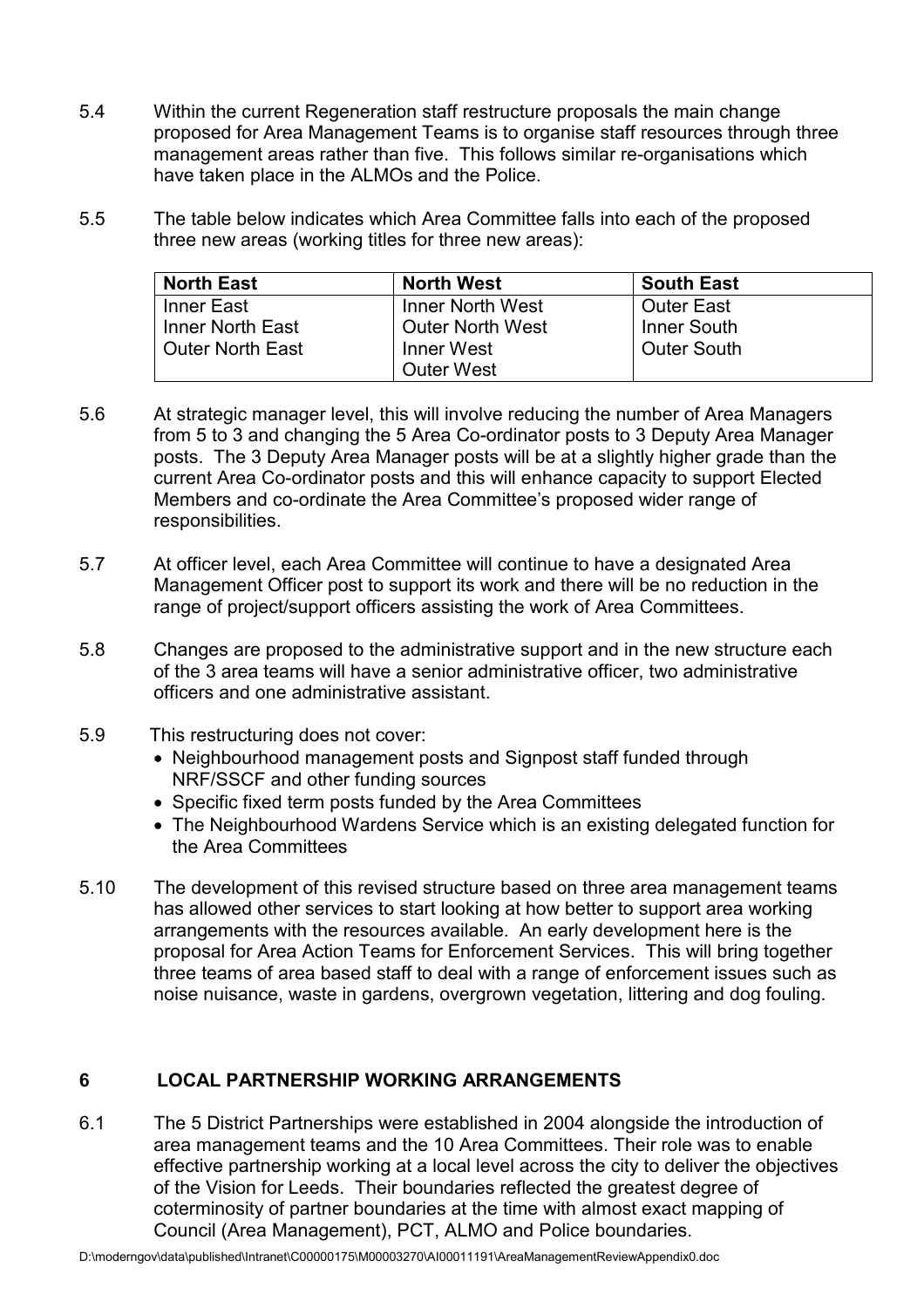5.4 Within the current Regeneration staff restructure proposals the main change proposed for Area Management Teams is to organise staff resources through three management areas rather than five. This follows similar re-organisations which have taken place in the ALMOs and the Police.

5.5 The table below indicates which Area Committee falls into each of the proposed three new areas (working titles for three new areas):

| North East | North West | South East |
|---|---|---|
| Inner East<br>Inner North East<br>Outer North East | Inner North West<br>Outer North West<br>Inner West<br>Outer West | Outer East<br>Inner South<br>Outer South |

5.6 At strategic manager level, this will involve reducing the number of Area Managers from 5 to 3 and changing the 5 Area Co-ordinator posts to 3 Deputy Area Manager posts. The 3 Deputy Area Manager posts will be at a slightly higher grade than the current Area Co-ordinator posts and this will enhance capacity to support Elected Members and co-ordinate the Area Committee's proposed wider range of responsibilities.

5.7 At officer level, each Area Committee will continue to have a designated Area Management Officer post to support its work and there will be no reduction in the range of project/support officers assisting the work of Area Committees.

5.8 Changes are proposed to the administrative support and in the new structure each of the 3 area teams will have a senior administrative officer, two administrative officers and one administrative assistant.

5.9 This restructuring does not cover:

- Neighbourhood management posts and Signpost staff funded through NRF/SSCF and other funding sources
- Specific fixed term posts funded by the Area Committees
- The Neighbourhood Wardens Service which is an existing delegated function for the Area Committees

5.10 The development of this revised structure based on three area management teams has allowed other services to start looking at how better to support area working arrangements with the resources available. An early development here is the proposal for Area Action Teams for Enforcement Services. This will bring together three teams of area based staff to deal with a range of enforcement issues such as noise nuisance, waste in gardens, overgrown vegetation, littering and dog fouling.

## 6 LOCAL PARTNERSHIP WORKING ARRANGEMENTS

6.1 The 5 District Partnerships were established in 2004 alongside the introduction of area management teams and the 10 Area Committees. Their role was to enable effective partnership working at a local level across the city to deliver the objectives of the Vision for Leeds. Their boundaries reflected the greatest degree of coterminosity of partner boundaries at the time with almost exact mapping of Council (Area Management), PCT, ALMO and Police boundaries.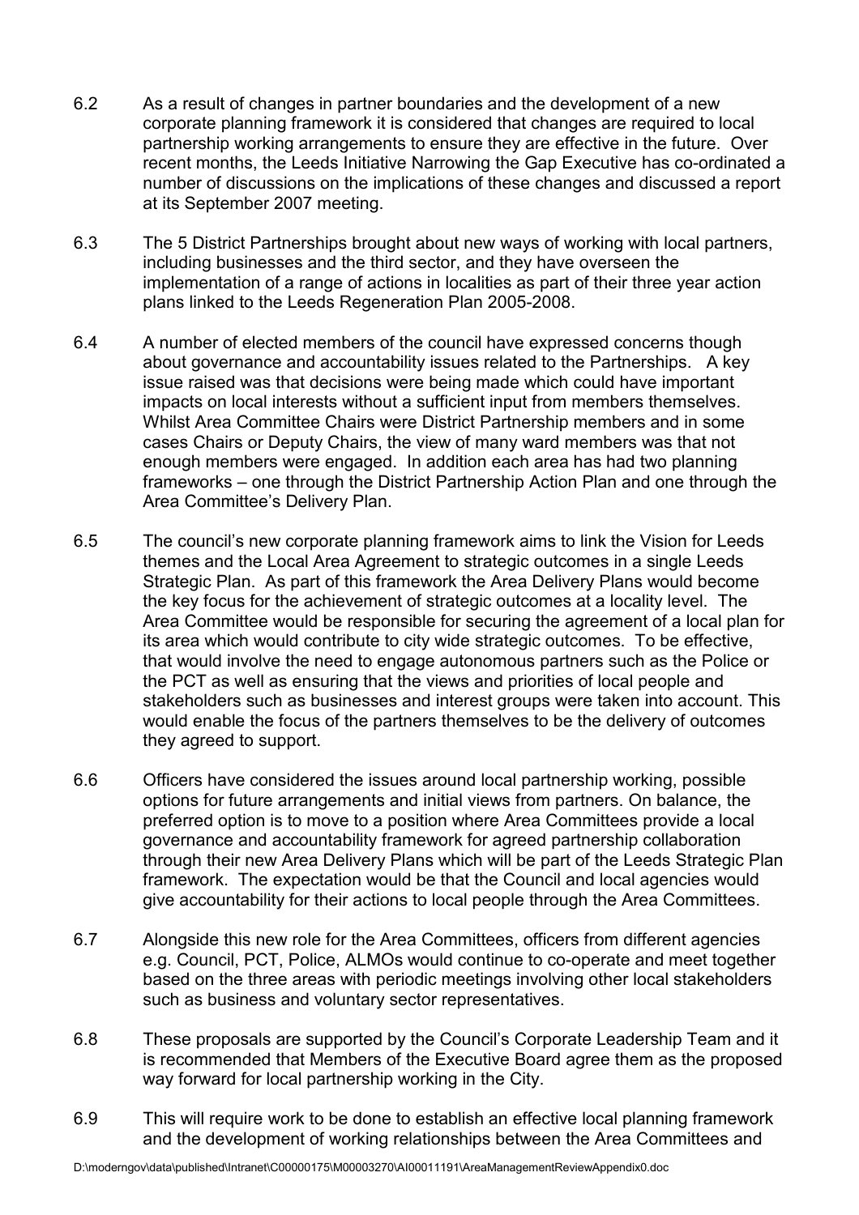6.2 As a result of changes in partner boundaries and the development of a new corporate planning framework it is considered that changes are required to local partnership working arrangements to ensure they are effective in the future. Over recent months, the Leeds Initiative Narrowing the Gap Executive has co-ordinated a number of discussions on the implications of these changes and discussed a report at its September 2007 meeting.

6.3 The 5 District Partnerships brought about new ways of working with local partners, including businesses and the third sector, and they have overseen the implementation of a range of actions in localities as part of their three year action plans linked to the Leeds Regeneration Plan 2005-2008.

6.4 A number of elected members of the council have expressed concerns though about governance and accountability issues related to the Partnerships. A key issue raised was that decisions were being made which could have important impacts on local interests without a sufficient input from members themselves. Whilst Area Committee Chairs were District Partnership members and in some cases Chairs or Deputy Chairs, the view of many ward members was that not enough members were engaged. In addition each area has had two planning frameworks – one through the District Partnership Action Plan and one through the Area Committee's Delivery Plan.

6.5 The council's new corporate planning framework aims to link the Vision for Leeds themes and the Local Area Agreement to strategic outcomes in a single Leeds Strategic Plan. As part of this framework the Area Delivery Plans would become the key focus for the achievement of strategic outcomes at a locality level. The Area Committee would be responsible for securing the agreement of a local plan for its area which would contribute to city wide strategic outcomes. To be effective, that would involve the need to engage autonomous partners such as the Police or the PCT as well as ensuring that the views and priorities of local people and stakeholders such as businesses and interest groups were taken into account. This would enable the focus of the partners themselves to be the delivery of outcomes they agreed to support.

6.6 Officers have considered the issues around local partnership working, possible options for future arrangements and initial views from partners. On balance, the preferred option is to move to a position where Area Committees provide a local governance and accountability framework for agreed partnership collaboration through their new Area Delivery Plans which will be part of the Leeds Strategic Plan framework. The expectation would be that the Council and local agencies would give accountability for their actions to local people through the Area Committees.

6.7 Alongside this new role for the Area Committees, officers from different agencies e.g. Council, PCT, Police, ALMOs would continue to co-operate and meet together based on the three areas with periodic meetings involving other local stakeholders such as business and voluntary sector representatives.

6.8 These proposals are supported by the Council's Corporate Leadership Team and it is recommended that Members of the Executive Board agree them as the proposed way forward for local partnership working in the City.

6.9 This will require work to be done to establish an effective local planning framework and the development of working relationships between the Area Committees and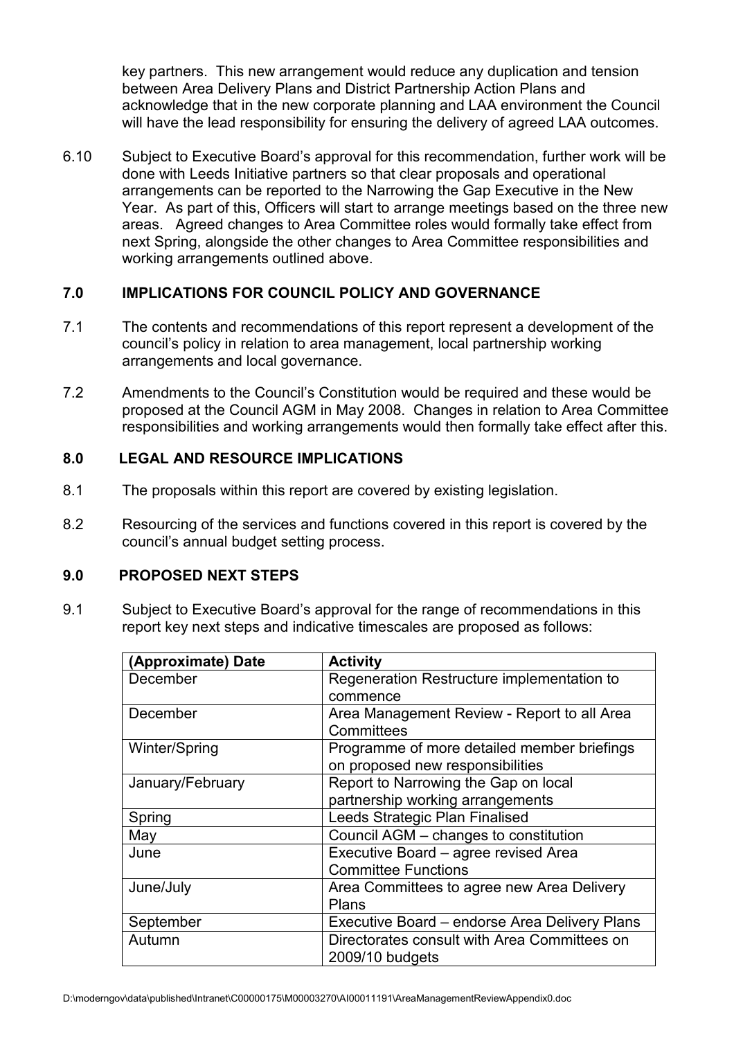key partners. This new arrangement would reduce any duplication and tension between Area Delivery Plans and District Partnership Action Plans and acknowledge that in the new corporate planning and LAA environment the Council will have the lead responsibility for ensuring the delivery of agreed LAA outcomes.

6.10 Subject to Executive Board's approval for this recommendation, further work will be done with Leeds Initiative partners so that clear proposals and operational arrangements can be reported to the Narrowing the Gap Executive in the New Year. As part of this, Officers will start to arrange meetings based on the three new areas. Agreed changes to Area Committee roles would formally take effect from next Spring, alongside the other changes to Area Committee responsibilities and working arrangements outlined above.

## 7.0 IMPLICATIONS FOR COUNCIL POLICY AND GOVERNANCE

7.1 The contents and recommendations of this report represent a development of the council's policy in relation to area management, local partnership working arrangements and local governance.

7.2 Amendments to the Council's Constitution would be required and these would be proposed at the Council AGM in May 2008. Changes in relation to Area Committee responsibilities and working arrangements would then formally take effect after this.

## 8.0 LEGAL AND RESOURCE IMPLICATIONS

8.1 The proposals within this report are covered by existing legislation.

8.2 Resourcing of the services and functions covered in this report is covered by the council's annual budget setting process.

## 9.0 PROPOSED NEXT STEPS

9.1 Subject to Executive Board's approval for the range of recommendations in this report key next steps and indicative timescales are proposed as follows:

| (Approximate) Date | Activity |
|---|---|
| December | Regeneration Restructure implementation to commence |
| December | Area Management Review - Report to all Area Committees |
| Winter/Spring | Programme of more detailed member briefings on proposed new responsibilities |
| January/February | Report to Narrowing the Gap on local partnership working arrangements |
| Spring | Leeds Strategic Plan Finalised |
| May | Council AGM – changes to constitution |
| June | Executive Board – agree revised Area Committee Functions |
| June/July | Area Committees to agree new Area Delivery Plans |
| September | Executive Board – endorse Area Delivery Plans |
| Autumn | Directorates consult with Area Committees on 2009/10 budgets |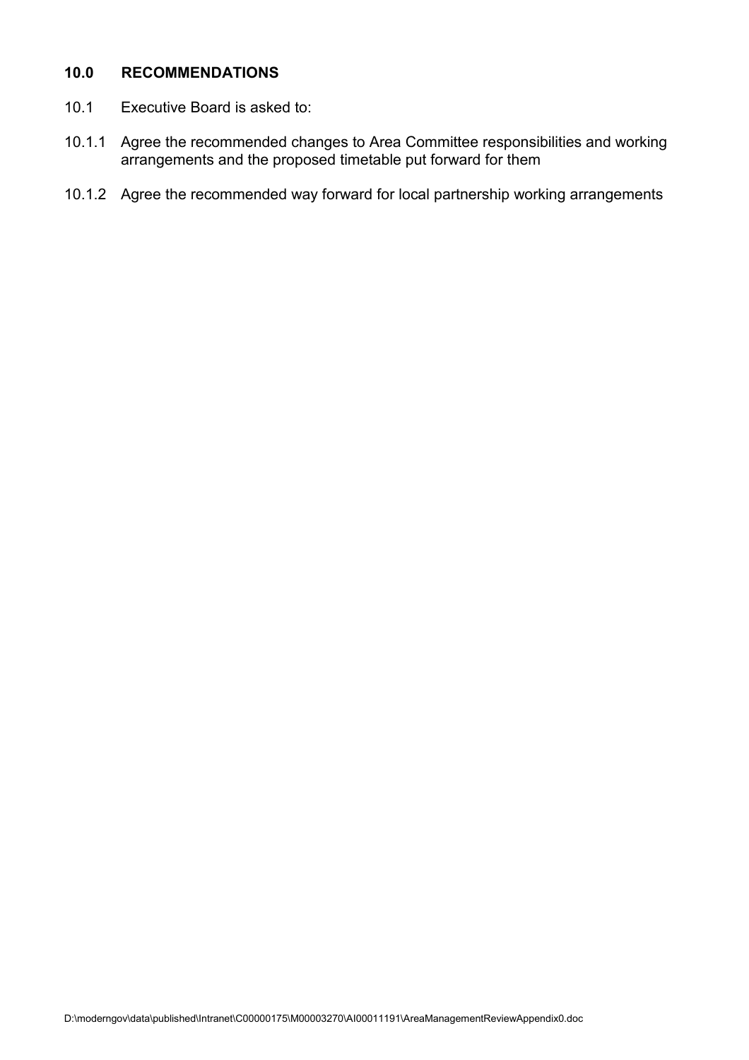## 10.0 RECOMMENDATIONS

10.1 Executive Board is asked to:

10.1.1 Agree the recommended changes to Area Committee responsibilities and working arrangements and the proposed timetable put forward for them

10.1.2 Agree the recommended way forward for local partnership working arrangements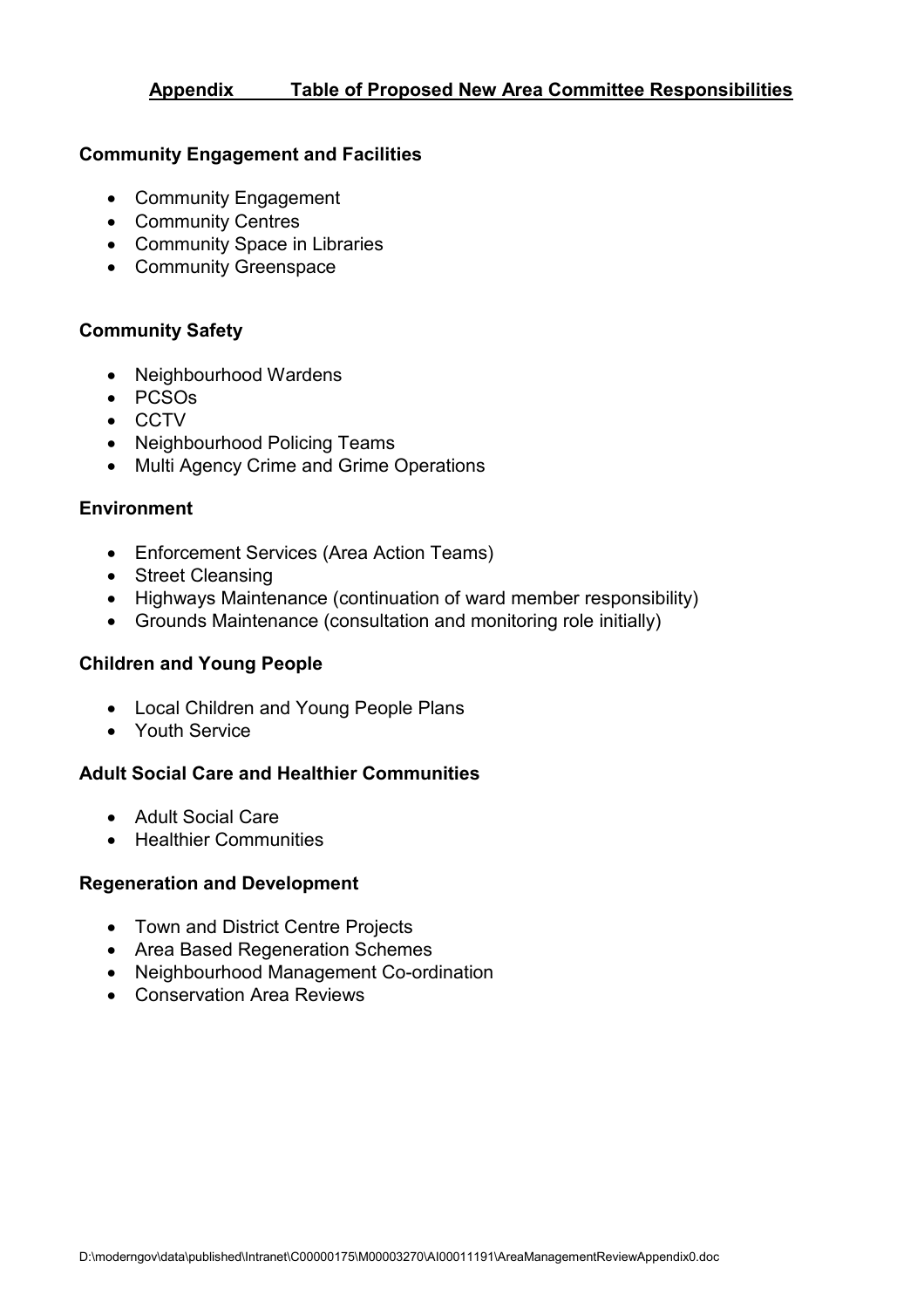## Appendix Table of Proposed New Area Committee Responsibilities

**Community Engagement and Facilities**

- Community Engagement
- Community Centres
- Community Space in Libraries
- Community Greenspace

**Community Safety**

- Neighbourhood Wardens
- PCSOs
- CCTV
- Neighbourhood Policing Teams
- Multi Agency Crime and Grime Operations

**Environment**

- Enforcement Services (Area Action Teams)
- Street Cleansing
- Highways Maintenance (continuation of ward member responsibility)
- Grounds Maintenance (consultation and monitoring role initially)

**Children and Young People**

- Local Children and Young People Plans
- Youth Service

**Adult Social Care and Healthier Communities**

- Adult Social Care
- Healthier Communities

**Regeneration and Development**

- Town and District Centre Projects
- Area Based Regeneration Schemes
- Neighbourhood Management Co-ordination
- Conservation Area Reviews